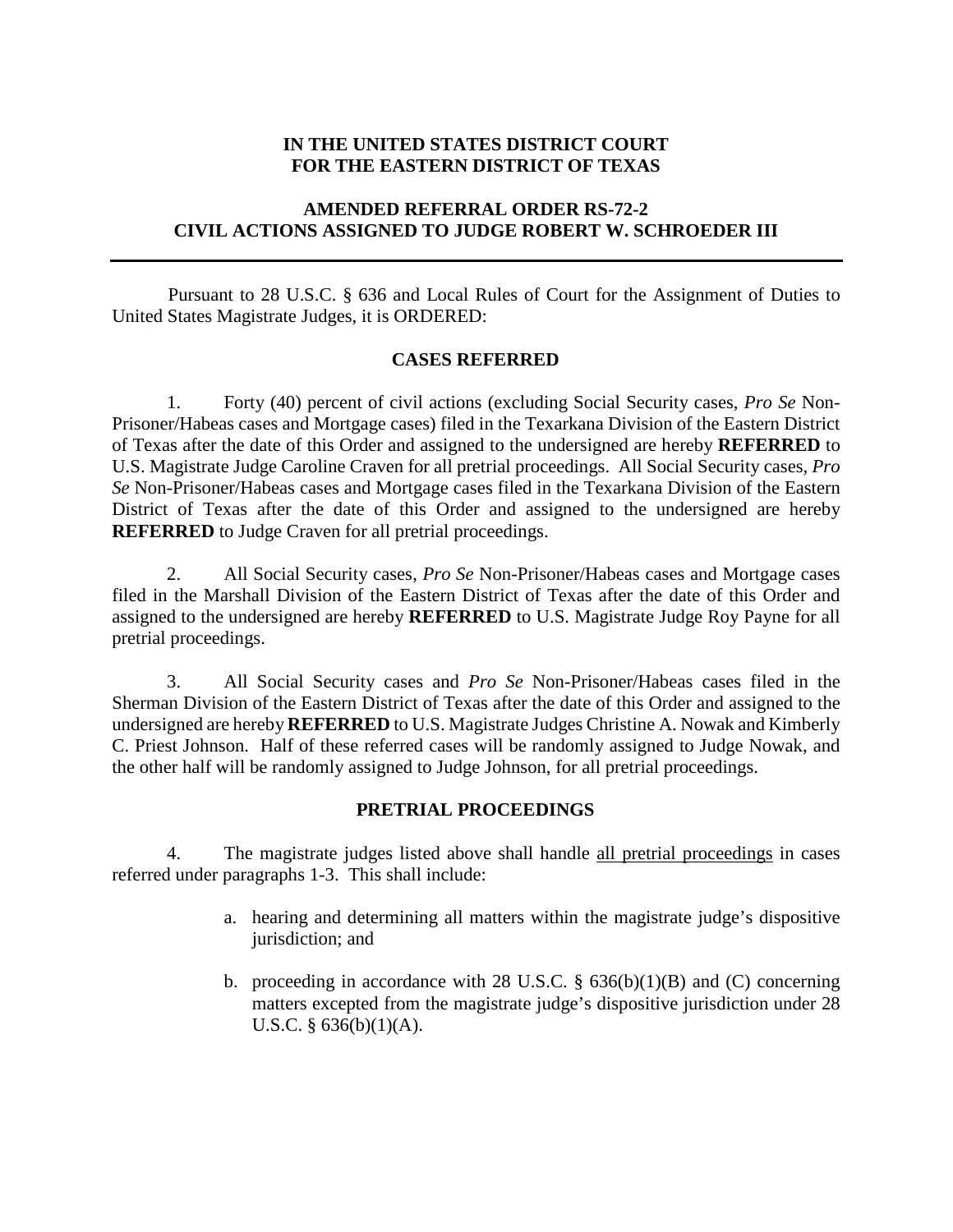**IN THE UNITED STATES DISTRICT COURT**
**FOR THE EASTERN DISTRICT OF TEXAS**

**AMENDED REFERRAL ORDER RS-72-2**
**CIVIL ACTIONS ASSIGNED TO JUDGE ROBERT W. SCHROEDER III**

---

Pursuant to 28 U.S.C. § 636 and Local Rules of Court for the Assignment of Duties to United States Magistrate Judges, it is ORDERED:

**CASES REFERRED**

1. Forty (40) percent of civil actions (excluding Social Security cases, *Pro Se* Non-Prisoner/Habeas cases and Mortgage cases) filed in the Texarkana Division of the Eastern District of Texas after the date of this Order and assigned to the undersigned are hereby **REFERRED** to U.S. Magistrate Judge Caroline Craven for all pretrial proceedings. All Social Security cases, *Pro Se* Non-Prisoner/Habeas cases and Mortgage cases filed in the Texarkana Division of the Eastern District of Texas after the date of this Order and assigned to the undersigned are hereby **REFERRED** to Judge Craven for all pretrial proceedings.

2. All Social Security cases, *Pro Se* Non-Prisoner/Habeas cases and Mortgage cases filed in the Marshall Division of the Eastern District of Texas after the date of this Order and assigned to the undersigned are hereby **REFERRED** to U.S. Magistrate Judge Roy Payne for all pretrial proceedings.

3. All Social Security cases and *Pro Se* Non-Prisoner/Habeas cases filed in the Sherman Division of the Eastern District of Texas after the date of this Order and assigned to the undersigned are hereby **REFERRED** to U.S. Magistrate Judges Christine A. Nowak and Kimberly C. Priest Johnson. Half of these referred cases will be randomly assigned to Judge Nowak, and the other half will be randomly assigned to Judge Johnson, for all pretrial proceedings.

**PRETRIAL PROCEEDINGS**

4. The magistrate judges listed above shall handle all pretrial proceedings in cases referred under paragraphs 1-3. This shall include:

   a. hearing and determining all matters within the magistrate judge's dispositive jurisdiction; and

   b. proceeding in accordance with 28 U.S.C. § 636(b)(1)(B) and (C) concerning matters excepted from the magistrate judge's dispositive jurisdiction under 28 U.S.C. § 636(b)(1)(A).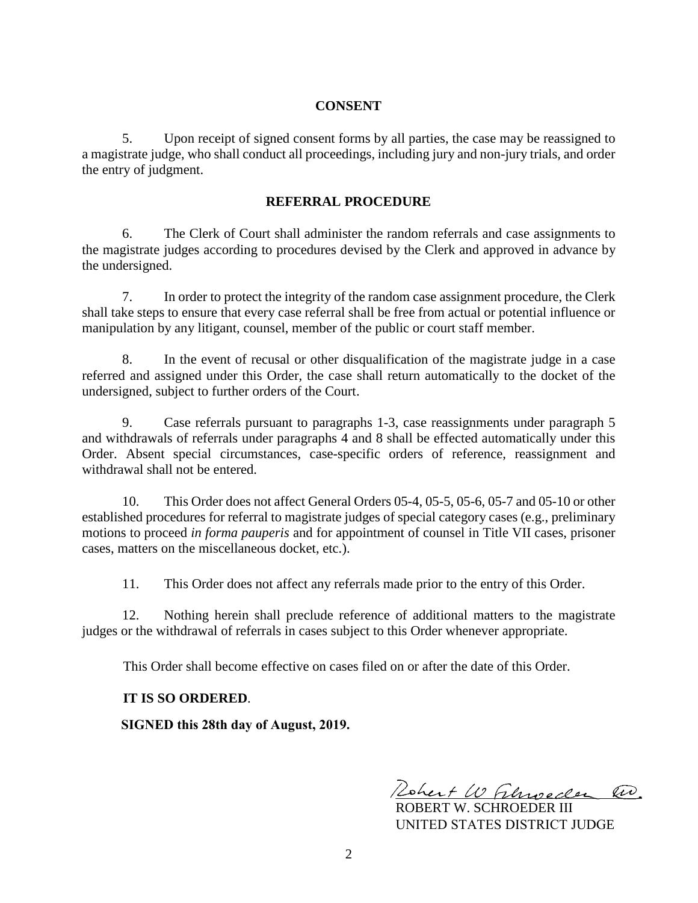## CONSENT

5. Upon receipt of signed consent forms by all parties, the case may be reassigned to a magistrate judge, who shall conduct all proceedings, including jury and non-jury trials, and order the entry of judgment.

## REFERRAL PROCEDURE

6. The Clerk of Court shall administer the random referrals and case assignments to the magistrate judges according to procedures devised by the Clerk and approved in advance by the undersigned.

7. In order to protect the integrity of the random case assignment procedure, the Clerk shall take steps to ensure that every case referral shall be free from actual or potential influence or manipulation by any litigant, counsel, member of the public or court staff member.

8. In the event of recusal or other disqualification of the magistrate judge in a case referred and assigned under this Order, the case shall return automatically to the docket of the undersigned, subject to further orders of the Court.

9. Case referrals pursuant to paragraphs 1-3, case reassignments under paragraph 5 and withdrawals of referrals under paragraphs 4 and 8 shall be effected automatically under this Order. Absent special circumstances, case-specific orders of reference, reassignment and withdrawal shall not be entered.

10. This Order does not affect General Orders 05-4, 05-5, 05-6, 05-7 and 05-10 or other established procedures for referral to magistrate judges of special category cases (e.g., preliminary motions to proceed *in forma pauperis* and for appointment of counsel in Title VII cases, prisoner cases, matters on the miscellaneous docket, etc.).

11. This Order does not affect any referrals made prior to the entry of this Order.

12. Nothing herein shall preclude reference of additional matters to the magistrate judges or the withdrawal of referrals in cases subject to this Order whenever appropriate.

This Order shall become effective on cases filed on or after the date of this Order.

**IT IS SO ORDERED**.

**SIGNED this 28th day of August, 2019.**

Robert W Schroeder III

ROBERT W. SCHROEDER III
UNITED STATES DISTRICT JUDGE